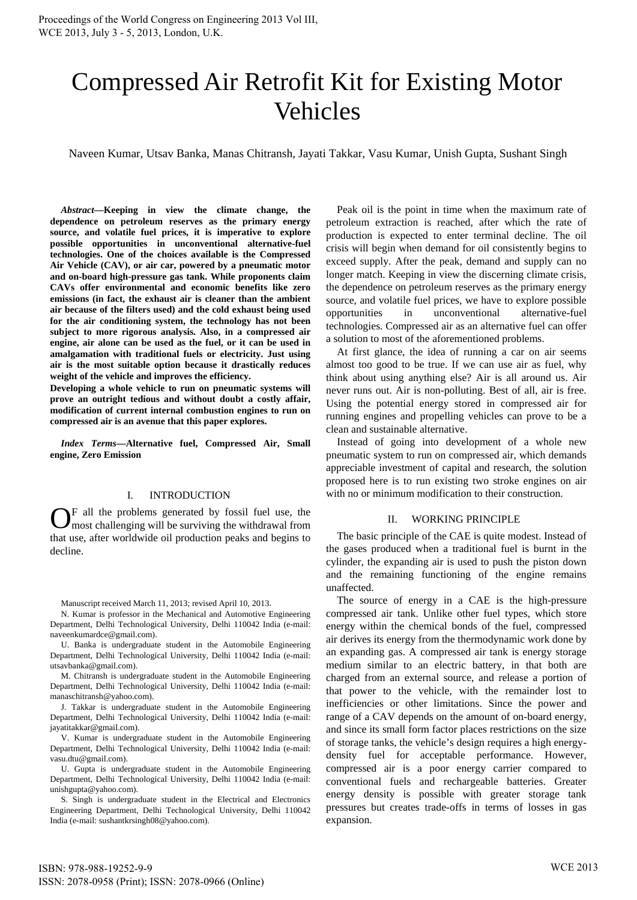# Compressed Air Retrofit Kit for Existing Motor Vehicles

Naveen Kumar, Utsav Banka, Manas Chitransh, Jayati Takkar, Vasu Kumar, Unish Gupta, Sushant Singh

***Abstract*—Keeping in view the climate change, the dependence on petroleum reserves as the primary energy source, and volatile fuel prices, it is imperative to explore possible opportunities in unconventional alternative-fuel technologies. One of the choices available is the Compressed Air Vehicle (CAV), or air car, powered by a pneumatic motor and on-board high-pressure gas tank. While proponents claim CAVs offer environmental and economic benefits like zero emissions (in fact, the exhaust air is cleaner than the ambient air because of the filters used) and the cold exhaust being used for the air conditioning system, the technology has not been subject to more rigorous analysis. Also, in a compressed air engine, air alone can be used as the fuel, or it can be used in amalgamation with traditional fuels or electricity. Just using air is the most suitable option because it drastically reduces weight of the vehicle and improves the efficiency.**

**Developing a whole vehicle to run on pneumatic systems will prove an outright tedious and without doubt a costly affair, modification of current internal combustion engines to run on compressed air is an avenue that this paper explores.**

***Index Terms*—Alternative fuel, Compressed Air, Small engine, Zero Emission**

## I. INTRODUCTION

Of all the problems generated by fossil fuel use, the most challenging will be surviving the withdrawal from that use, after worldwide oil production peaks and begins to decline.

Manuscript received March 11, 2013; revised April 10, 2013.

N. Kumar is professor in the Mechanical and Automotive Engineering Department, Delhi Technological University, Delhi 110042 India (e-mail: naveenkumardce@gmail.com).

U. Banka is undergraduate student in the Automobile Engineering Department, Delhi Technological University, Delhi 110042 India (e-mail: utsavbanka@gmail.com).

M. Chitransh is undergraduate student in the Automobile Engineering Department, Delhi Technological University, Delhi 110042 India (e-mail: manaschitransh@yahoo.com).

J. Takkar is undergraduate student in the Automobile Engineering Department, Delhi Technological University, Delhi 110042 India (e-mail: jayatitakkar@gmail.com).

V. Kumar is undergraduate student in the Automobile Engineering Department, Delhi Technological University, Delhi 110042 India (e-mail: vasu.dtu@gmail.com).

U. Gupta is undergraduate student in the Automobile Engineering Department, Delhi Technological University, Delhi 110042 India (e-mail: unishgupta@yahoo.com).

S. Singh is undergraduate student in the Electrical and Electronics Engineering Department, Delhi Technological University, Delhi 110042 India (e-mail: sushantkrsingh08@yahoo.com).

Peak oil is the point in time when the maximum rate of petroleum extraction is reached, after which the rate of production is expected to enter terminal decline. The oil crisis will begin when demand for oil consistently begins to exceed supply. After the peak, demand and supply can no longer match. Keeping in view the discerning climate crisis, the dependence on petroleum reserves as the primary energy source, and volatile fuel prices, we have to explore possible opportunities in unconventional alternative-fuel technologies. Compressed air as an alternative fuel can offer a solution to most of the aforementioned problems.

At first glance, the idea of running a car on air seems almost too good to be true. If we can use air as fuel, why think about using anything else? Air is all around us. Air never runs out. Air is non-polluting. Best of all, air is free. Using the potential energy stored in compressed air for running engines and propelling vehicles can prove to be a clean and sustainable alternative.

Instead of going into development of a whole new pneumatic system to run on compressed air, which demands appreciable investment of capital and research, the solution proposed here is to run existing two stroke engines on air with no or minimum modification to their construction.

## II. WORKING PRINCIPLE

The basic principle of the CAE is quite modest. Instead of the gases produced when a traditional fuel is burnt in the cylinder, the expanding air is used to push the piston down and the remaining functioning of the engine remains unaffected.

The source of energy in a CAE is the high-pressure compressed air tank. Unlike other fuel types, which store energy within the chemical bonds of the fuel, compressed air derives its energy from the thermodynamic work done by an expanding gas. A compressed air tank is energy storage medium similar to an electric battery, in that both are charged from an external source, and release a portion of that power to the vehicle, with the remainder lost to inefficiencies or other limitations. Since the power and range of a CAV depends on the amount of on-board energy, and since its small form factor places restrictions on the size of storage tanks, the vehicle's design requires a high energy-density fuel for acceptable performance. However, compressed air is a poor energy carrier compared to conventional fuels and rechargeable batteries. Greater energy density is possible with greater storage tank pressures but creates trade-offs in terms of losses in gas expansion.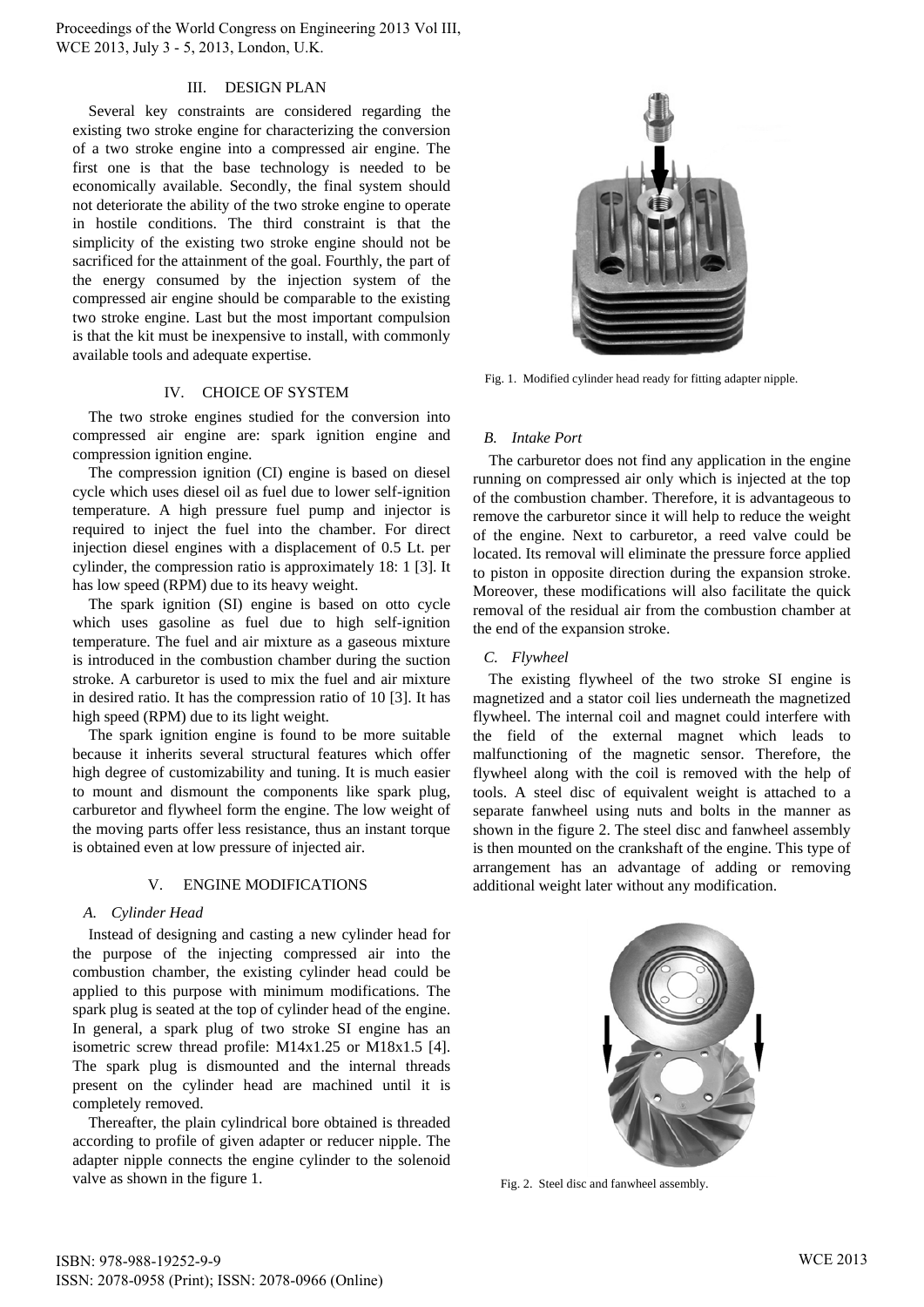## III. DESIGN PLAN

Several key constraints are considered regarding the existing two stroke engine for characterizing the conversion of a two stroke engine into a compressed air engine. The first one is that the base technology is needed to be economically available. Secondly, the final system should not deteriorate the ability of the two stroke engine to operate in hostile conditions. The third constraint is that the simplicity of the existing two stroke engine should not be sacrificed for the attainment of the goal. Fourthly, the part of the energy consumed by the injection system of the compressed air engine should be comparable to the existing two stroke engine. Last but the most important compulsion is that the kit must be inexpensive to install, with commonly available tools and adequate expertise.

## IV. CHOICE OF SYSTEM

The two stroke engines studied for the conversion into compressed air engine are: spark ignition engine and compression ignition engine.

The compression ignition (CI) engine is based on diesel cycle which uses diesel oil as fuel due to lower self-ignition temperature. A high pressure fuel pump and injector is required to inject the fuel into the chamber. For direct injection diesel engines with a displacement of 0.5 Lt. per cylinder, the compression ratio is approximately 18: 1 [3]. It has low speed (RPM) due to its heavy weight.

The spark ignition (SI) engine is based on otto cycle which uses gasoline as fuel due to high self-ignition temperature. The fuel and air mixture as a gaseous mixture is introduced in the combustion chamber during the suction stroke. A carburetor is used to mix the fuel and air mixture in desired ratio. It has the compression ratio of 10 [3]. It has high speed (RPM) due to its light weight.

The spark ignition engine is found to be more suitable because it inherits several structural features which offer high degree of customizability and tuning. It is much easier to mount and dismount the components like spark plug, carburetor and flywheel form the engine. The low weight of the moving parts offer less resistance, thus an instant torque is obtained even at low pressure of injected air.

## V. ENGINE MODIFICATIONS

### *A. Cylinder Head*

Instead of designing and casting a new cylinder head for the purpose of the injecting compressed air into the combustion chamber, the existing cylinder head could be applied to this purpose with minimum modifications. The spark plug is seated at the top of cylinder head of the engine. In general, a spark plug of two stroke SI engine has an isometric screw thread profile: M14x1.25 or M18x1.5 [4]. The spark plug is dismounted and the internal threads present on the cylinder head are machined until it is completely removed.

Thereafter, the plain cylindrical bore obtained is threaded according to profile of given adapter or reducer nipple. The adapter nipple connects the engine cylinder to the solenoid valve as shown in the figure 1.

Fig. 1. Modified cylinder head ready for fitting adapter nipple.

### *B. Intake Port*

The carburetor does not find any application in the engine running on compressed air only which is injected at the top of the combustion chamber. Therefore, it is advantageous to remove the carburetor since it will help to reduce the weight of the engine. Next to carburetor, a reed valve could be located. Its removal will eliminate the pressure force applied to piston in opposite direction during the expansion stroke. Moreover, these modifications will also facilitate the quick removal of the residual air from the combustion chamber at the end of the expansion stroke.

### *C. Flywheel*

The existing flywheel of the two stroke SI engine is magnetized and a stator coil lies underneath the magnetized flywheel. The internal coil and magnet could interfere with the field of the external magnet which leads to malfunctioning of the magnetic sensor. Therefore, the flywheel along with the coil is removed with the help of tools. A steel disc of equivalent weight is attached to a separate fanwheel using nuts and bolts in the manner as shown in the figure 2. The steel disc and fanwheel assembly is then mounted on the crankshaft of the engine. This type of arrangement has an advantage of adding or removing additional weight later without any modification.

Fig. 2. Steel disc and fanwheel assembly.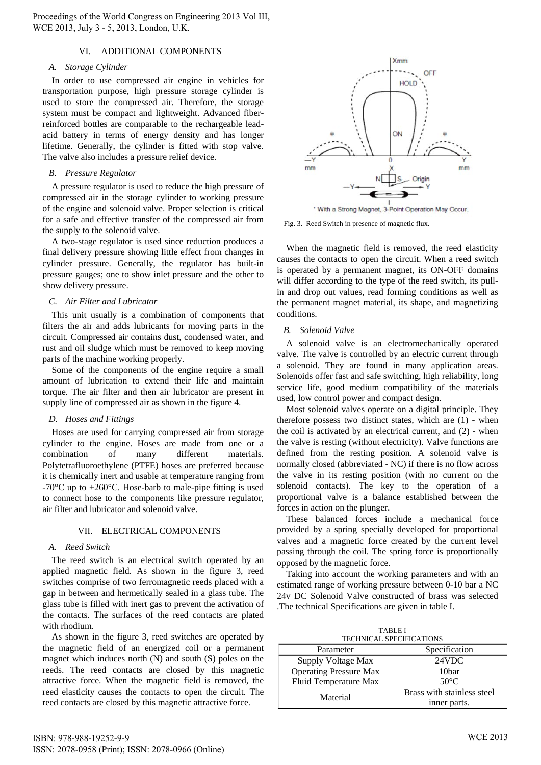## VI. ADDITIONAL COMPONENTS

### *A. Storage Cylinder*

In order to use compressed air engine in vehicles for transportation purpose, high pressure storage cylinder is used to store the compressed air. Therefore, the storage system must be compact and lightweight. Advanced fiber-reinforced bottles are comparable to the rechargeable lead-acid battery in terms of energy density and has longer lifetime. Generally, the cylinder is fitted with stop valve. The valve also includes a pressure relief device.

### *B. Pressure Regulator*

A pressure regulator is used to reduce the high pressure of compressed air in the storage cylinder to working pressure of the engine and solenoid valve. Proper selection is critical for a safe and effective transfer of the compressed air from the supply to the solenoid valve.

A two-stage regulator is used since reduction produces a final delivery pressure showing little effect from changes in cylinder pressure. Generally, the regulator has built-in pressure gauges; one to show inlet pressure and the other to show delivery pressure.

### *C. Air Filter and Lubricator*

This unit usually is a combination of components that filters the air and adds lubricants for moving parts in the circuit. Compressed air contains dust, condensed water, and rust and oil sludge which must be removed to keep moving parts of the machine working properly.

Some of the components of the engine require a small amount of lubrication to extend their life and maintain torque. The air filter and then air lubricator are present in supply line of compressed air as shown in the figure 4.

### *D. Hoses and Fittings*

Hoses are used for carrying compressed air from storage cylinder to the engine. Hoses are made from one or a combination of many different materials. Polytetrafluoroethylene (PTFE) hoses are preferred because it is chemically inert and usable at temperature ranging from -70°C up to +260°C. Hose-barb to male-pipe fitting is used to connect hose to the components like pressure regulator, air filter and lubricator and solenoid valve.

## VII. ELECTRICAL COMPONENTS

### *A. Reed Switch*

The reed switch is an electrical switch operated by an applied magnetic field. As shown in the figure 3, reed switches comprise of two ferromagnetic reeds placed with a gap in between and hermetically sealed in a glass tube. The glass tube is filled with inert gas to prevent the activation of the contacts. The surfaces of the reed contacts are plated with rhodium.

As shown in the figure 3, reed switches are operated by the magnetic field of an energized coil or a permanent magnet which induces north (N) and south (S) poles on the reeds. The reed contacts are closed by this magnetic attractive force. When the magnetic field is removed, the reed elasticity causes the contacts to open the circuit. The reed contacts are closed by this magnetic attractive force.

\* With a Strong Magnet, 3-Point Operation May Occur.

Fig. 3. Reed Switch in presence of magnetic flux.

When the magnetic field is removed, the reed elasticity causes the contacts to open the circuit. When a reed switch is operated by a permanent magnet, its ON-OFF domains will differ according to the type of the reed switch, its pull-in and drop out values, read forming conditions as well as the permanent magnet material, its shape, and magnetizing conditions.

### *B. Solenoid Valve*

A solenoid valve is an electromechanically operated valve. The valve is controlled by an electric current through a solenoid. They are found in many application areas. Solenoids offer fast and safe switching, high reliability, long service life, good medium compatibility of the materials used, low control power and compact design.

Most solenoid valves operate on a digital principle. They therefore possess two distinct states, which are (1) - when the coil is activated by an electrical current, and (2) - when the valve is resting (without electricity). Valve functions are defined from the resting position. A solenoid valve is normally closed (abbreviated - NC) if there is no flow across the valve in its resting position (with no current on the solenoid contacts). The key to the operation of a proportional valve is a balance established between the forces in action on the plunger.

These balanced forces include a mechanical force provided by a spring specially developed for proportional valves and a magnetic force created by the current level passing through the coil. The spring force is proportionally opposed by the magnetic force.

Taking into account the working parameters and with an estimated range of working pressure between 0-10 bar a NC 24v DC Solenoid Valve constructed of brass was selected .The technical Specifications are given in table I.

TABLE I
TECHNICAL SPECIFICATIONS

| Parameter | Specification |
| --- | --- |
| Supply Voltage Max | 24VDC |
| Operating Pressure Max | 10bar |
| Fluid Temperature Max | 50°C |
| Material | Brass with stainless steel inner parts. |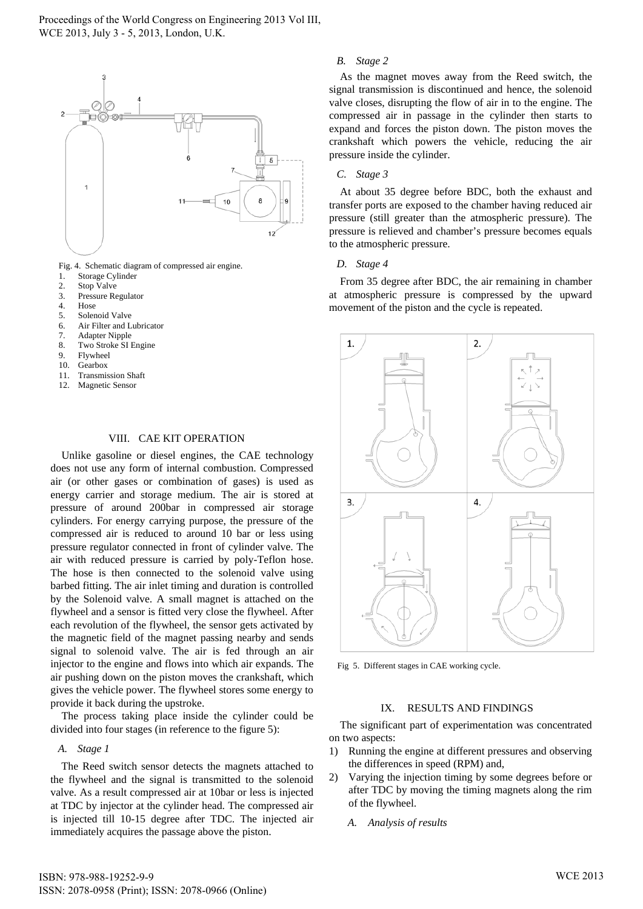Fig. 4. Schematic diagram of compressed air engine.

1. Storage Cylinder
2. Stop Valve
3. Pressure Regulator
4. Hose
5. Solenoid Valve
6. Air Filter and Lubricator
7. Adapter Nipple
8. Two Stroke SI Engine
9. Flywheel
10. Gearbox
11. Transmission Shaft
12. Magnetic Sensor

## VIII. CAE KIT OPERATION

Unlike gasoline or diesel engines, the CAE technology does not use any form of internal combustion. Compressed air (or other gases or combination of gases) is used as energy carrier and storage medium. The air is stored at pressure of around 200bar in compressed air storage cylinders. For energy carrying purpose, the pressure of the compressed air is reduced to around 10 bar or less using pressure regulator connected in front of cylinder valve. The air with reduced pressure is carried by poly-Teflon hose. The hose is then connected to the solenoid valve using barbed fitting. The air inlet timing and duration is controlled by the Solenoid valve. A small magnet is attached on the flywheel and a sensor is fitted very close the flywheel. After each revolution of the flywheel, the sensor gets activated by the magnetic field of the magnet passing nearby and sends signal to solenoid valve. The air is fed through an air injector to the engine and flows into which air expands. The air pushing down on the piston moves the crankshaft, which gives the vehicle power. The flywheel stores some energy to provide it back during the upstroke.

The process taking place inside the cylinder could be divided into four stages (in reference to the figure 5):

### *A. Stage 1*

The Reed switch sensor detects the magnets attached to the flywheel and the signal is transmitted to the solenoid valve. As a result compressed air at 10bar or less is injected at TDC by injector at the cylinder head. The compressed air is injected till 10-15 degree after TDC. The injected air immediately acquires the passage above the piston.

### *B. Stage 2*

As the magnet moves away from the Reed switch, the signal transmission is discontinued and hence, the solenoid valve closes, disrupting the flow of air in to the engine. The compressed air in passage in the cylinder then starts to expand and forces the piston down. The piston moves the crankshaft which powers the vehicle, reducing the air pressure inside the cylinder.

### *C. Stage 3*

At about 35 degree before BDC, both the exhaust and transfer ports are exposed to the chamber having reduced air pressure (still greater than the atmospheric pressure). The pressure is relieved and chamber's pressure becomes equals to the atmospheric pressure.

### *D. Stage 4*

From 35 degree after BDC, the air remaining in chamber at atmospheric pressure is compressed by the upward movement of the piston and the cycle is repeated.

Fig 5. Different stages in CAE working cycle.

## IX. RESULTS AND FINDINGS

The significant part of experimentation was concentrated on two aspects:

1) Running the engine at different pressures and observing the differences in speed (RPM) and,
2) Varying the injection timing by some degrees before or after TDC by moving the timing magnets along the rim of the flywheel.

### *A. Analysis of results*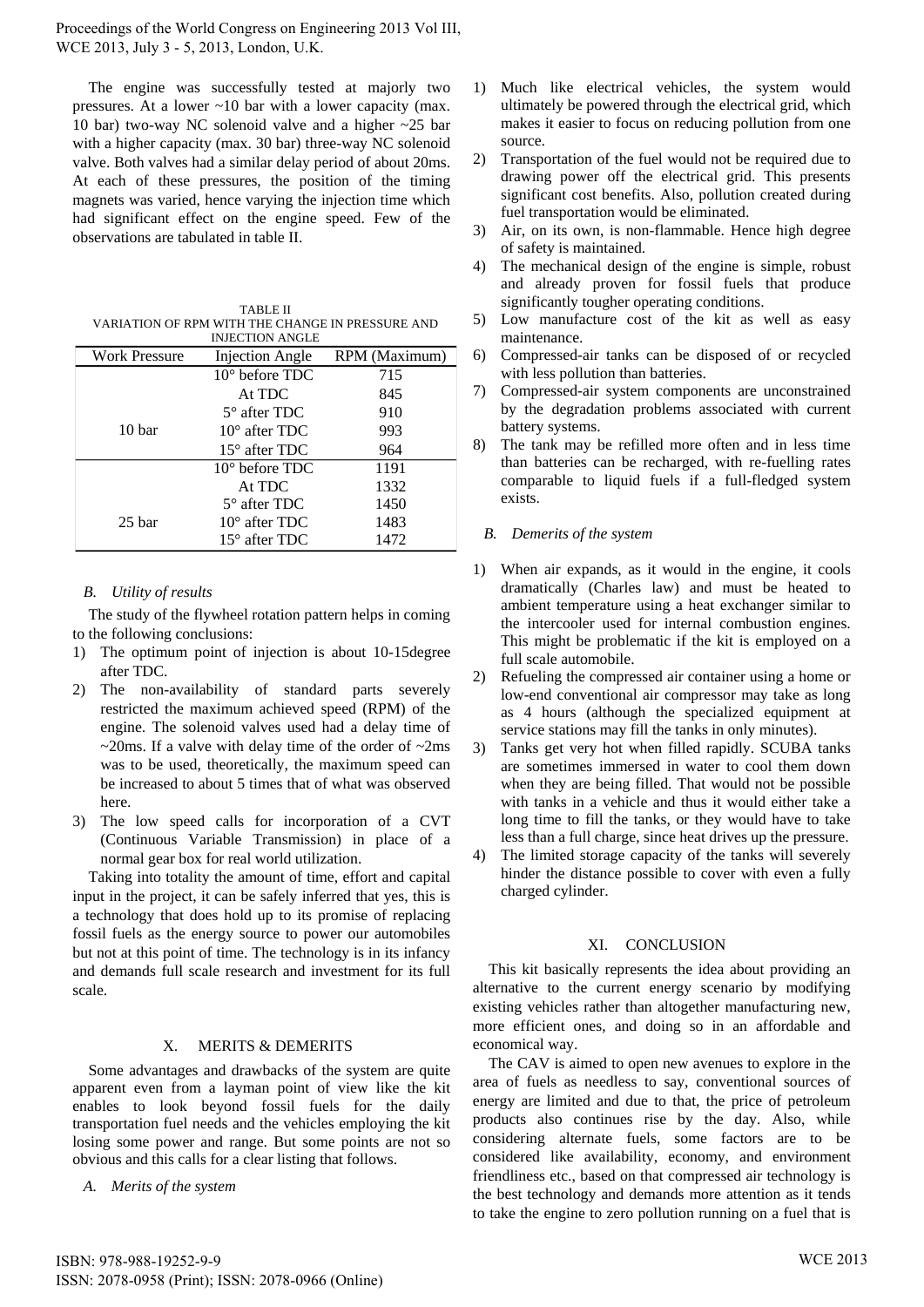The engine was successfully tested at majorly two pressures. At a lower ~10 bar with a lower capacity (max. 10 bar) two-way NC solenoid valve and a higher ~25 bar with a higher capacity (max. 30 bar) three-way NC solenoid valve. Both valves had a similar delay period of about 20ms. At each of these pressures, the position of the timing magnets was varied, hence varying the injection time which had significant effect on the engine speed. Few of the observations are tabulated in table II.

TABLE II
VARIATION OF RPM WITH THE CHANGE IN PRESSURE AND INJECTION ANGLE

| Work Pressure | Injection Angle | RPM (Maximum) |
|---|---|---|
| 10 bar | 10° before TDC | 715 |
| | At TDC | 845 |
| | 5° after TDC | 910 |
| | 10° after TDC | 993 |
| | 15° after TDC | 964 |
| 25 bar | 10° before TDC | 1191 |
| | At TDC | 1332 |
| | 5° after TDC | 1450 |
| | 10° after TDC | 1483 |
| | 15° after TDC | 1472 |

### *B. Utility of results*

The study of the flywheel rotation pattern helps in coming to the following conclusions:

1) The optimum point of injection is about 10-15degree after TDC.
2) The non-availability of standard parts severely restricted the maximum achieved speed (RPM) of the engine. The solenoid valves used had a delay time of ~20ms. If a valve with delay time of the order of ~2ms was to be used, theoretically, the maximum speed can be increased to about 5 times that of what was observed here.
3) The low speed calls for incorporation of a CVT (Continuous Variable Transmission) in place of a normal gear box for real world utilization.

Taking into totality the amount of time, effort and capital input in the project, it can be safely inferred that yes, this is a technology that does hold up to its promise of replacing fossil fuels as the energy source to power our automobiles but not at this point of time. The technology is in its infancy and demands full scale research and investment for its full scale.

## X. MERITS & DEMERITS

Some advantages and drawbacks of the system are quite apparent even from a layman point of view like the kit enables to look beyond fossil fuels for the daily transportation fuel needs and the vehicles employing the kit losing some power and range. But some points are not so obvious and this calls for a clear listing that follows.

### *A. Merits of the system*

1) Much like electrical vehicles, the system would ultimately be powered through the electrical grid, which makes it easier to focus on reducing pollution from one source.
2) Transportation of the fuel would not be required due to drawing power off the electrical grid. This presents significant cost benefits. Also, pollution created during fuel transportation would be eliminated.
3) Air, on its own, is non-flammable. Hence high degree of safety is maintained.
4) The mechanical design of the engine is simple, robust and already proven for fossil fuels that produce significantly tougher operating conditions.
5) Low manufacture cost of the kit as well as easy maintenance.
6) Compressed-air tanks can be disposed of or recycled with less pollution than batteries.
7) Compressed-air system components are unconstrained by the degradation problems associated with current battery systems.
8) The tank may be refilled more often and in less time than batteries can be recharged, with re-fuelling rates comparable to liquid fuels if a full-fledged system exists.

### *B. Demerits of the system*

1) When air expands, as it would in the engine, it cools dramatically (Charles law) and must be heated to ambient temperature using a heat exchanger similar to the intercooler used for internal combustion engines. This might be problematic if the kit is employed on a full scale automobile.
2) Refueling the compressed air container using a home or low-end conventional air compressor may take as long as 4 hours (although the specialized equipment at service stations may fill the tanks in only minutes).
3) Tanks get very hot when filled rapidly. SCUBA tanks are sometimes immersed in water to cool them down when they are being filled. That would not be possible with tanks in a vehicle and thus it would either take a long time to fill the tanks, or they would have to take less than a full charge, since heat drives up the pressure.
4) The limited storage capacity of the tanks will severely hinder the distance possible to cover with even a fully charged cylinder.

## XI. CONCLUSION

This kit basically represents the idea about providing an alternative to the current energy scenario by modifying existing vehicles rather than altogether manufacturing new, more efficient ones, and doing so in an affordable and economical way.

The CAV is aimed to open new avenues to explore in the area of fuels as needless to say, conventional sources of energy are limited and due to that, the price of petroleum products also continues rise by the day. Also, while considering alternate fuels, some factors are to be considered like availability, economy, and environment friendliness etc., based on that compressed air technology is the best technology and demands more attention as it tends to take the engine to zero pollution running on a fuel that is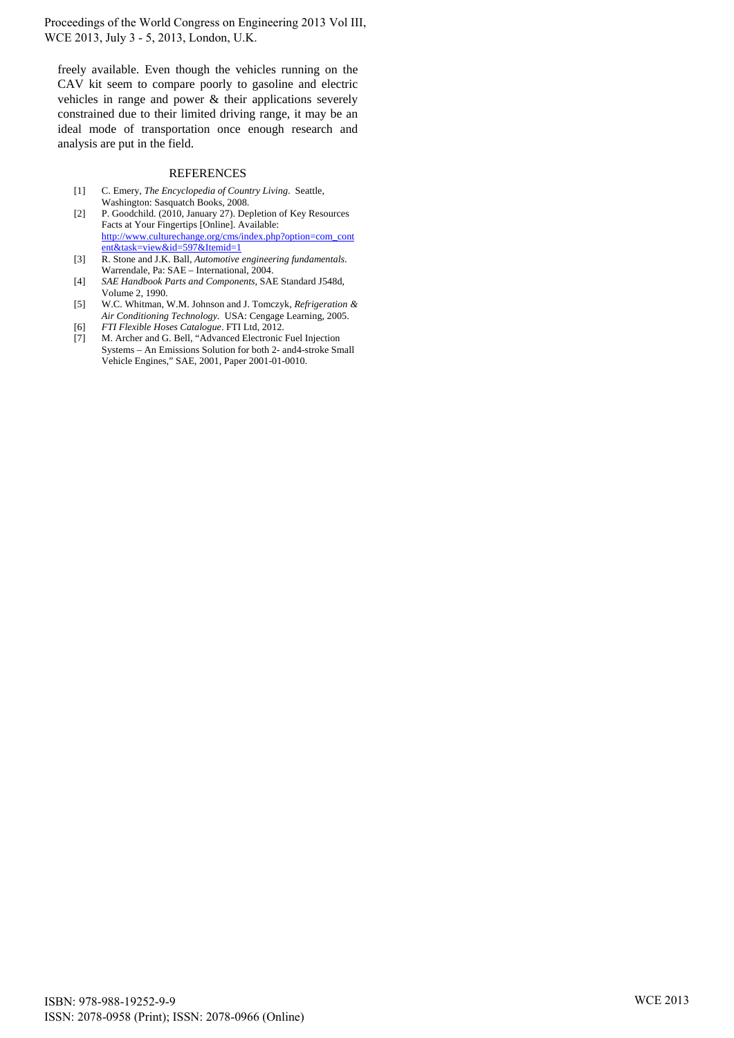freely available. Even though the vehicles running on the CAV kit seem to compare poorly to gasoline and electric vehicles in range and power & their applications severely constrained due to their limited driving range, it may be an ideal mode of transportation once enough research and analysis are put in the field.

## REFERENCES

[1] C. Emery, *The Encyclopedia of Country Living*. Seattle, Washington: Sasquatch Books, 2008.

[2] P. Goodchild. (2010, January 27). Depletion of Key Resources Facts at Your Fingertips [Online]. Available: http://www.culturechange.org/cms/index.php?option=com_content&task=view&id=597&Itemid=1

[3] R. Stone and J.K. Ball, *Automotive engineering fundamentals*. Warrendale, Pa: SAE – International, 2004.

[4] *SAE Handbook Parts and Components*, SAE Standard J548d, Volume 2, 1990.

[5] W.C. Whitman, W.M. Johnson and J. Tomczyk, *Refrigeration & Air Conditioning Technology*. USA: Cengage Learning, 2005.

[6] *FTI Flexible Hoses Catalogue*. FTI Ltd, 2012.

[7] M. Archer and G. Bell, "Advanced Electronic Fuel Injection Systems – An Emissions Solution for both 2- and4-stroke Small Vehicle Engines," SAE, 2001, Paper 2001-01-0010.